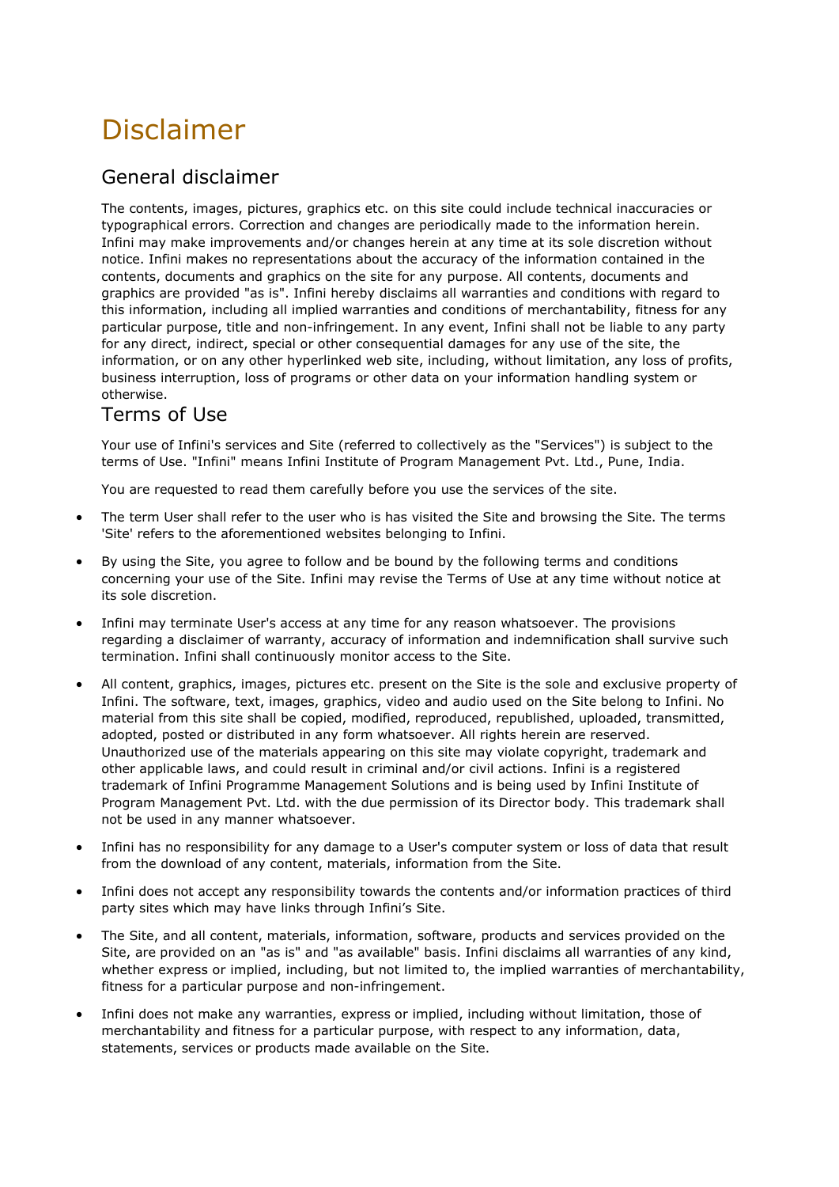# Disclaimer

## General disclaimer

The contents, images, pictures, graphics etc. on this site could include technical inaccuracies or typographical errors. Correction and changes are periodically made to the information herein. Infini may make improvements and/or changes herein at any time at its sole discretion without notice. Infini makes no representations about the accuracy of the information contained in the contents, documents and graphics on the site for any purpose. All contents, documents and graphics are provided "as is". Infini hereby disclaims all warranties and conditions with regard to this information, including all implied warranties and conditions of merchantability, fitness for any particular purpose, title and non-infringement. In any event, Infini shall not be liable to any party for any direct, indirect, special or other consequential damages for any use of the site, the information, or on any other hyperlinked web site, including, without limitation, any loss of profits, business interruption, loss of programs or other data on your information handling system or otherwise.

## Terms of Use

Your use of Infini's services and Site (referred to collectively as the "Services") is subject to the terms of Use. "Infini" means Infini Institute of Program Management Pvt. Ltd., Pune, India.

You are requested to read them carefully before you use the services of the site.

- The term User shall refer to the user who is has visited the Site and browsing the Site. The terms 'Site' refers to the aforementioned websites belonging to Infini.
- By using the Site, you agree to follow and be bound by the following terms and conditions concerning your use of the Site. Infini may revise the Terms of Use at any time without notice at its sole discretion.
- Infini may terminate User's access at any time for any reason whatsoever. The provisions regarding a disclaimer of warranty, accuracy of information and indemnification shall survive such termination. Infini shall continuously monitor access to the Site.
- All content, graphics, images, pictures etc. present on the Site is the sole and exclusive property of Infini. The software, text, images, graphics, video and audio used on the Site belong to Infini. No material from this site shall be copied, modified, reproduced, republished, uploaded, transmitted, adopted, posted or distributed in any form whatsoever. All rights herein are reserved. Unauthorized use of the materials appearing on this site may violate copyright, trademark and other applicable laws, and could result in criminal and/or civil actions. Infini is a registered trademark of Infini Programme Management Solutions and is being used by Infini Institute of Program Management Pvt. Ltd. with the due permission of its Director body. This trademark shall not be used in any manner whatsoever.
- Infini has no responsibility for any damage to a User's computer system or loss of data that result from the download of any content, materials, information from the Site.
- Infini does not accept any responsibility towards the contents and/or information practices of third party sites which may have links through Infini's Site.
- The Site, and all content, materials, information, software, products and services provided on the Site, are provided on an "as is" and "as available" basis. Infini disclaims all warranties of any kind, whether express or implied, including, but not limited to, the implied warranties of merchantability, fitness for a particular purpose and non-infringement.
- Infini does not make any warranties, express or implied, including without limitation, those of merchantability and fitness for a particular purpose, with respect to any information, data, statements, services or products made available on the Site.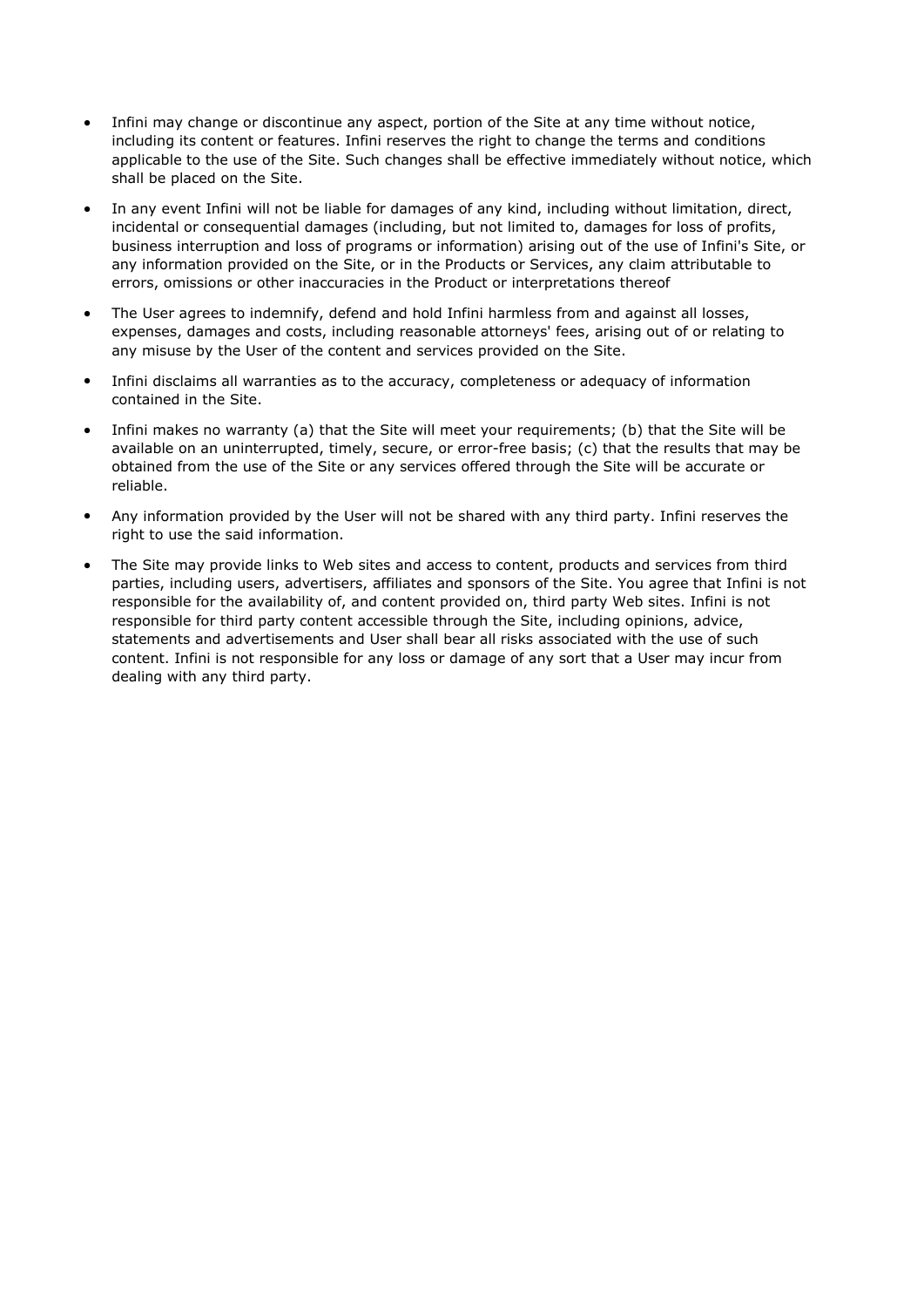- Infini may change or discontinue any aspect, portion of the Site at any time without notice, including its content or features. Infini reserves the right to change the terms and conditions applicable to the use of the Site. Such changes shall be effective immediately without notice, which shall be placed on the Site.
- In any event Infini will not be liable for damages of any kind, including without limitation, direct, incidental or consequential damages (including, but not limited to, damages for loss of profits, business interruption and loss of programs or information) arising out of the use of Infini's Site, or any information provided on the Site, or in the Products or Services, any claim attributable to errors, omissions or other inaccuracies in the Product or interpretations thereof
- The User agrees to indemnify, defend and hold Infini harmless from and against all losses, expenses, damages and costs, including reasonable attorneys' fees, arising out of or relating to any misuse by the User of the content and services provided on the Site.
- Infini disclaims all warranties as to the accuracy, completeness or adequacy of information contained in the Site.
- Infini makes no warranty (a) that the Site will meet your requirements; (b) that the Site will be available on an uninterrupted, timely, secure, or error-free basis; (c) that the results that may be obtained from the use of the Site or any services offered through the Site will be accurate or reliable.
- Any information provided by the User will not be shared with any third party. Infini reserves the right to use the said information.
- The Site may provide links to Web sites and access to content, products and services from third parties, including users, advertisers, affiliates and sponsors of the Site. You agree that Infini is not responsible for the availability of, and content provided on, third party Web sites. Infini is not responsible for third party content accessible through the Site, including opinions, advice, statements and advertisements and User shall bear all risks associated with the use of such content. Infini is not responsible for any loss or damage of any sort that a User may incur from dealing with any third party.